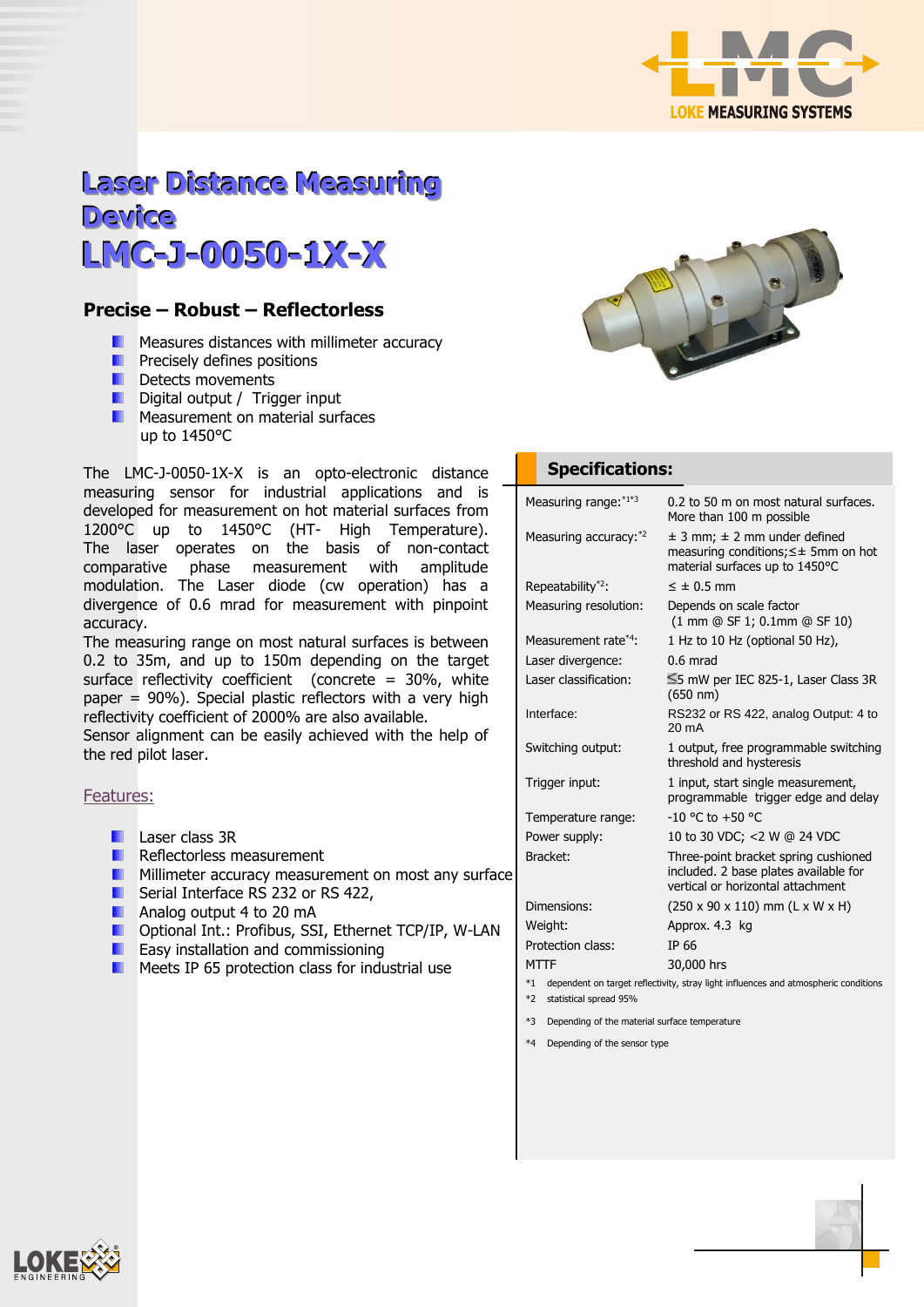# Laser Distance Measuring Device
# LMC-J-0050-1X-X

### Precise – Robust – Reflectorless

- Measures distances with millimeter accuracy
- Precisely defines positions
- Detects movements
- Digital output / Trigger input
- Measurement on material surfaces up to 1450°C

The LMC-J-0050-1X-X is an opto-electronic distance measuring sensor for industrial applications and is developed for measurement on hot material surfaces from 1200°C up to 1450°C (HT- High Temperature). The laser operates on the basis of non-contact comparative phase measurement with amplitude modulation. The Laser diode (cw operation) has a divergence of 0.6 mrad for measurement with pinpoint accuracy.
The measuring range on most natural surfaces is between 0.2 to 35m, and up to 150m depending on the target surface reflectivity coefficient (concrete = 30%, white paper = 90%). Special plastic reflectors with a very high reflectivity coefficient of 2000% are also available.
Sensor alignment can be easily achieved with the help of the red pilot laser.

### Features:

- Laser class 3R
- Reflectorless measurement
- Millimeter accuracy measurement on most any surface
- Serial Interface RS 232 or RS 422,
- Analog output 4 to 20 mA
- Optional Int.: Profibus, SSI, Ethernet TCP/IP, W-LAN
- Easy installation and commissioning
- Meets IP 65 protection class for industrial use

## Specifications:

| | |
|---|---|
| Measuring range:[*1*3] | 0.2 to 50 m on most natural surfaces. More than 100 m possible |
| Measuring accuracy:[*2] | ± 3 mm; ± 2 mm under defined measuring conditions;≤± 5mm on hot material surfaces up to 1450°C |
| Repeatability[*2]: | ≤ ± 0.5 mm |
| Measuring resolution: | Depends on scale factor (1 mm @ SF 1; 0.1mm @ SF 10) |
| Measurement rate[*4]: | 1 Hz to 10 Hz (optional 50 Hz), |
| Laser divergence: | 0.6 mrad |
| Laser classification: | ≤5 mW per IEC 825-1, Laser Class 3R (650 nm) |
| Interface: | RS232 or RS 422, analog Output: 4 to 20 mA |
| Switching output: | 1 output, free programmable switching threshold and hysteresis |
| Trigger input: | 1 input, start single measurement, programmable trigger edge and delay |
| Temperature range: | -10 °C to +50 °C |
| Power supply: | 10 to 30 VDC; <2 W @ 24 VDC |
| Bracket: | Three-point bracket spring cushioned included. 2 base plates available for vertical or horizontal attachment |
| Dimensions: | (250 x 90 x 110) mm (L x W x H) |
| Weight: | Approx. 4.3 kg |
| Protection class: | IP 66 |
| MTTF | 30,000 hrs |

*1 dependent on target reflectivity, stray light influences and atmospheric conditions
*2 statistical spread 95%
*3 Depending of the material surface temperature
*4 Depending of the sensor type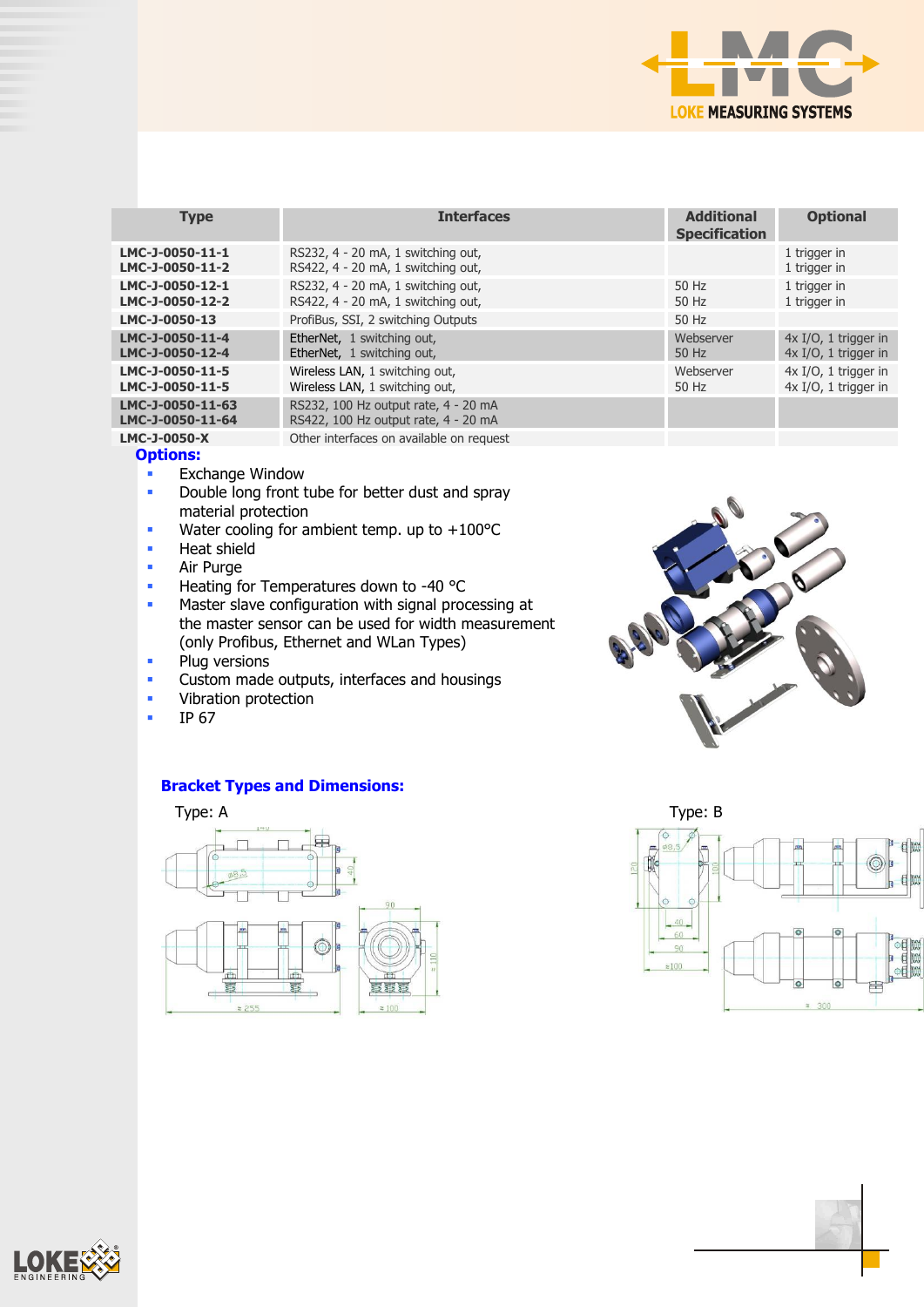| Type | Interfaces | Additional Specification | Optional |
|---|---|---|---|
| **LMC-J-0050-11-1**<br>**LMC-J-0050-11-2** | RS232, 4 - 20 mA, 1 switching out,<br>RS422, 4 - 20 mA, 1 switching out, | | 1 trigger in<br>1 trigger in |
| **LMC-J-0050-12-1**<br>**LMC-J-0050-12-2** | RS232, 4 - 20 mA, 1 switching out,<br>RS422, 4 - 20 mA, 1 switching out, | 50 Hz<br>50 Hz | 1 trigger in<br>1 trigger in |
| **LMC-J-0050-13** | ProfiBus, SSI, 2 switching Outputs | 50 Hz | |
| **LMC-J-0050-11-4**<br>**LMC-J-0050-12-4** | EtherNet, 1 switching out,<br>EtherNet, 1 switching out, | Webserver<br>50 Hz | 4x I/O, 1 trigger in<br>4x I/O, 1 trigger in |
| **LMC-J-0050-11-5**<br>**LMC-J-0050-11-5** | Wireless LAN, 1 switching out,<br>Wireless LAN, 1 switching out, | Webserver<br>50 Hz | 4x I/O, 1 trigger in<br>4x I/O, 1 trigger in |
| **LMC-J-0050-11-63**<br>**LMC-J-0050-11-64** | RS232, 100 Hz output rate, 4 - 20 mA<br>RS422, 100 Hz output rate, 4 - 20 mA | | |
| **LMC-J-0050-X** | Other interfaces on available on request | | |

## Options:

- Exchange Window
- Double long front tube for better dust and spray material protection
- Water cooling for ambient temp. up to +100°C
- Heat shield
- Air Purge
- Heating for Temperatures down to -40 °C
- Master slave configuration with signal processing at the master sensor can be used for width measurement (only Profibus, Ethernet and WLan Types)
- Plug versions
- Custom made outputs, interfaces and housings
- Vibration protection
- IP 67

## Bracket Types and Dimensions:

Type: A

Type: B